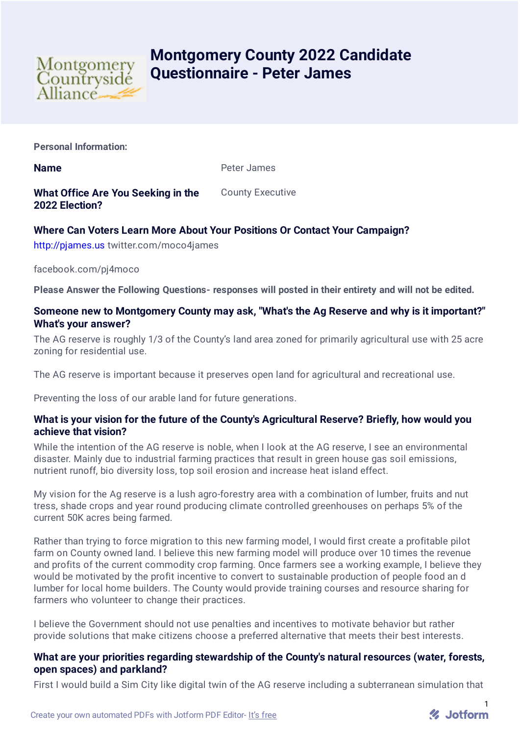# Montgomery County 2022 Candidate Questionnaire - Peter James

**Personal Information:**

**Name**

Peter James

**What Office Are You Seeking in the 2022 Election?**

County Executive

**Where Can Voters Learn More About Your Positions Or Contact Your Campaign?**

http://pjames.us twitter.com/moco4james

facebook.com/pj4moco

**Please Answer the Following Questions- responses will posted in their entirety and will not be edited.**

**Someone new to Montgomery County may ask, "What's the Ag Reserve and why is it important?" What's your answer?**

The AG reserve is roughly 1/3 of the County's land area zoned for primarily agricultural use with 25 acre zoning for residential use.

The AG reserve is important because it preserves open land for agricultural and recreational use.

Preventing the loss of our arable land for future generations.

**What is your vision for the future of the County's Agricultural Reserve? Briefly, how would you achieve that vision?**

While the intention of the AG reserve is noble, when I look at the AG reserve, I see an environmental disaster. Mainly due to industrial farming practices that result in green house gas soil emissions, nutrient runoff, bio diversity loss, top soil erosion and increase heat island effect.

My vision for the Ag reserve is a lush agro-forestry area with a combination of lumber, fruits and nut tress, shade crops and year round producing climate controlled greenhouses on perhaps 5% of the current 50K acres being farmed.

Rather than trying to force migration to this new farming model, I would first create a profitable pilot farm on County owned land. I believe this new farming model will produce over 10 times the revenue and profits of the current commodity crop farming. Once farmers see a working example, I believe they would be motivated by the profit incentive to convert to sustainable production of people food an d lumber for local home builders. The County would provide training courses and resource sharing for farmers who volunteer to change their practices.

I believe the Government should not use penalties and incentives to motivate behavior but rather provide solutions that make citizens choose a preferred alternative that meets their best interests.

**What are your priorities regarding stewardship of the County's natural resources (water, forests, open spaces) and parkland?**

First I would build a Sim City like digital twin of the AG reserve including a subterranean simulation that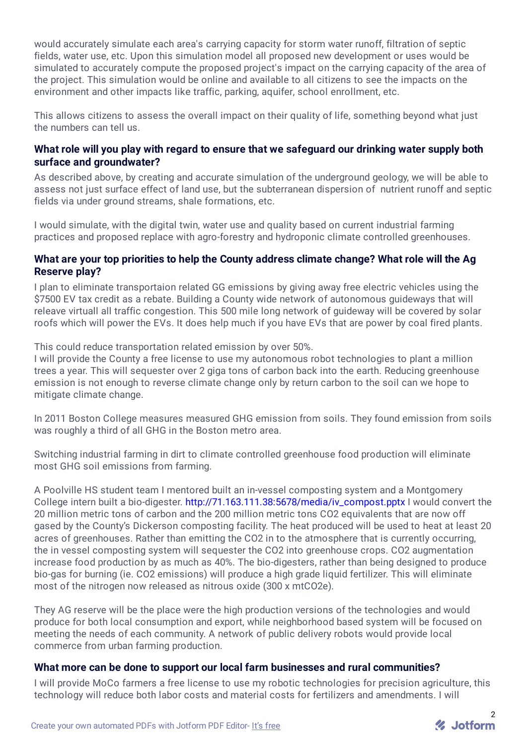would accurately simulate each area's carrying capacity for storm water runoff, filtration of septic fields, water use, etc. Upon this simulation model all proposed new development or uses would be simulated to accurately compute the proposed project's impact on the carrying capacity of the area of the project. This simulation would be online and available to all citizens to see the impacts on the environment and other impacts like traffic, parking, aquifer, school enrollment, etc.

This allows citizens to assess the overall impact on their quality of life, something beyond what just the numbers can tell us.

### What role will you play with regard to ensure that we safeguard our drinking water supply both surface and groundwater?

As described above, by creating and accurate simulation of the underground geology, we will be able to assess not just surface effect of land use, but the subterranean dispersion of nutrient runoff and septic fields via under ground streams, shale formations, etc.

I would simulate, with the digital twin, water use and quality based on current industrial farming practices and proposed replace with agro-forestry and hydroponic climate controlled greenhouses.

### What are your top priorities to help the County address climate change? What role will the Ag Reserve play?

I plan to eliminate transportaion related GG emissions by giving away free electric vehicles using the $7500 EV tax credit as a rebate. Building a County wide network of autonomous guideways that will releave virtuall all traffic congestion. This 500 mile long network of guideway will be covered by solar roofs which will power the EVs. It does help much if you have EVs that are power by coal fired plants.

This could reduce transportation related emission by over 50%.
I will provide the County a free license to use my autonomous robot technologies to plant a million trees a year. This will sequester over 2 giga tons of carbon back into the earth. Reducing greenhouse emission is not enough to reverse climate change only by return carbon to the soil can we hope to mitigate climate change.

In 2011 Boston College measures measured GHG emission from soils. They found emission from soils was roughly a third of all GHG in the Boston metro area.

Switching industrial farming in dirt to climate controlled greenhouse food production will eliminate most GHG soil emissions from farming.

A Poolville HS student team I mentored built an in-vessel composting system and a Montgomery College intern built a bio-digester. http://71.163.111.38:5678/media/iv_compost.pptx I would convert the 20 million metric tons of carbon and the 200 million metric tons CO2 equivalents that are now off gased by the County's Dickerson composting facility. The heat produced will be used to heat at least 20 acres of greenhouses. Rather than emitting the CO2 in to the atmosphere that is currently occurring, the in vessel composting system will sequester the CO2 into greenhouse crops. CO2 augmentation increase food production by as much as 40%. The bio-digesters, rather than being designed to produce bio-gas for burning (ie. CO2 emissions) will produce a high grade liquid fertilizer. This will eliminate most of the nitrogen now released as nitrous oxide (300 x mtCO2e).

They AG reserve will be the place were the high production versions of the technologies and would produce for both local consumption and export, while neighborhood based system will be focused on meeting the needs of each community. A network of public delivery robots would provide local commerce from urban farming production.

### What more can be done to support our local farm businesses and rural communities?

I will provide MoCo farmers a free license to use my robotic technologies for precision agriculture, this technology will reduce both labor costs and material costs for fertilizers and amendments. I will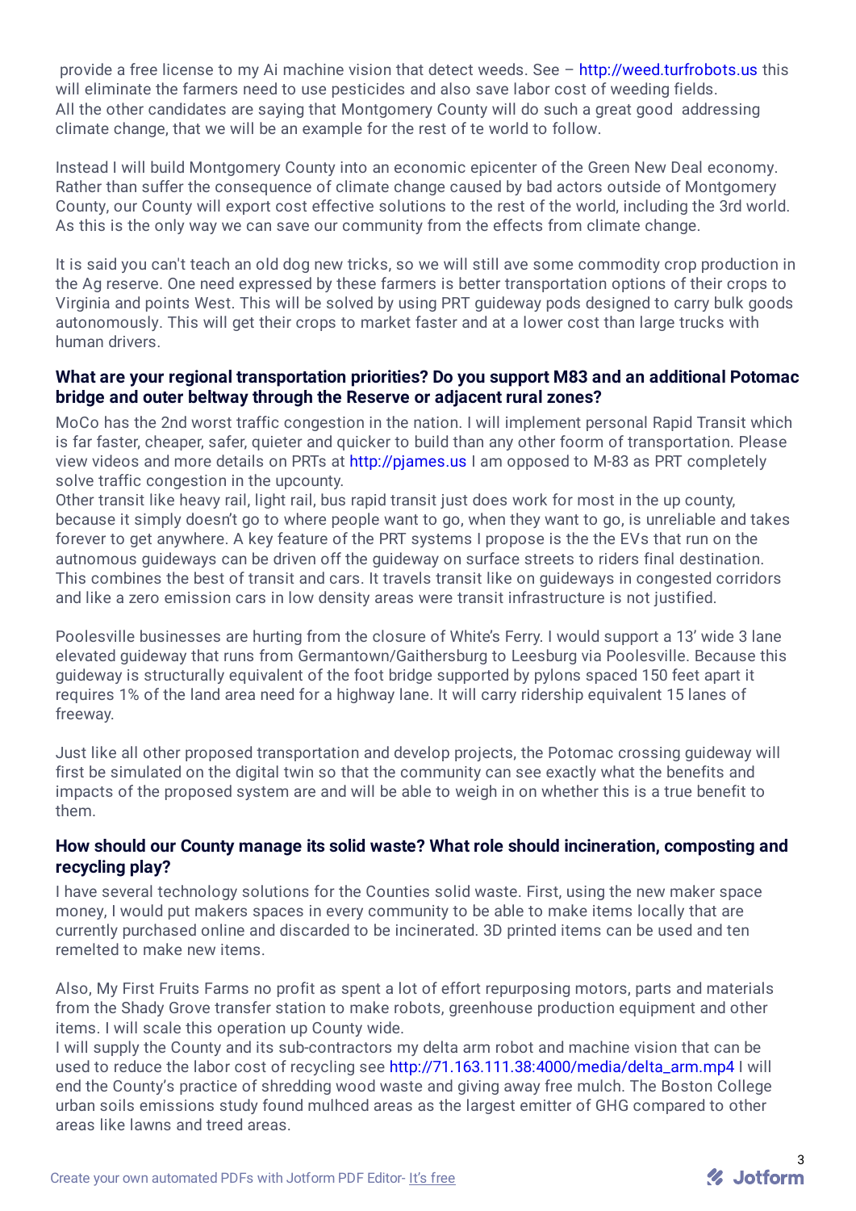provide a free license to my Ai machine vision that detect weeds. See – http://weed.turfrobots.us this will eliminate the farmers need to use pesticides and also save labor cost of weeding fields.
All the other candidates are saying that Montgomery County will do such a great good addressing climate change, that we will be an example for the rest of te world to follow.

Instead I will build Montgomery County into an economic epicenter of the Green New Deal economy. Rather than suffer the consequence of climate change caused by bad actors outside of Montgomery County, our County will export cost effective solutions to the rest of the world, including the 3rd world. As this is the only way we can save our community from the effects from climate change.

It is said you can't teach an old dog new tricks, so we will still ave some commodity crop production in the Ag reserve. One need expressed by these farmers is better transportation options of their crops to Virginia and points West. This will be solved by using PRT guideway pods designed to carry bulk goods autonomously. This will get their crops to market faster and at a lower cost than large trucks with human drivers.

**What are your regional transportation priorities? Do you support M83 and an additional Potomac bridge and outer beltway through the Reserve or adjacent rural zones?**

MoCo has the 2nd worst traffic congestion in the nation. I will implement personal Rapid Transit which is far faster, cheaper, safer, quieter and quicker to build than any other foorm of transportation. Please view videos and more details on PRTs at http://pjames.us I am opposed to M-83 as PRT completely solve traffic congestion in the upcounty.
Other transit like heavy rail, light rail, bus rapid transit just does work for most in the up county, because it simply doesn't go to where people want to go, when they want to go, is unreliable and takes forever to get anywhere. A key feature of the PRT systems I propose is the the EVs that run on the autnomous guideways can be driven off the guideway on surface streets to riders final destination. This combines the best of transit and cars. It travels transit like on guideways in congested corridors and like a zero emission cars in low density areas were transit infrastructure is not justified.

Poolesville businesses are hurting from the closure of White's Ferry. I would support a 13' wide 3 lane elevated guideway that runs from Germantown/Gaithersburg to Leesburg via Poolesville. Because this guideway is structurally equivalent of the foot bridge supported by pylons spaced 150 feet apart it requires 1% of the land area need for a highway lane. It will carry ridership equivalent 15 lanes of freeway.

Just like all other proposed transportation and develop projects, the Potomac crossing guideway will first be simulated on the digital twin so that the community can see exactly what the benefits and impacts of the proposed system are and will be able to weigh in on whether this is a true benefit to them.

**How should our County manage its solid waste? What role should incineration, composting and recycling play?**

I have several technology solutions for the Counties solid waste. First, using the new maker space money, I would put makers spaces in every community to be able to make items locally that are currently purchased online and discarded to be incinerated. 3D printed items can be used and ten remelted to make new items.

Also, My First Fruits Farms no profit as spent a lot of effort repurposing motors, parts and materials from the Shady Grove transfer station to make robots, greenhouse production equipment and other items. I will scale this operation up County wide.
I will supply the County and its sub-contractors my delta arm robot and machine vision that can be used to reduce the labor cost of recycling see http://71.163.111.38:4000/media/delta_arm.mp4 I will end the County's practice of shredding wood waste and giving away free mulch. The Boston College urban soils emissions study found mulhced areas as the largest emitter of GHG compared to other areas like lawns and treed areas.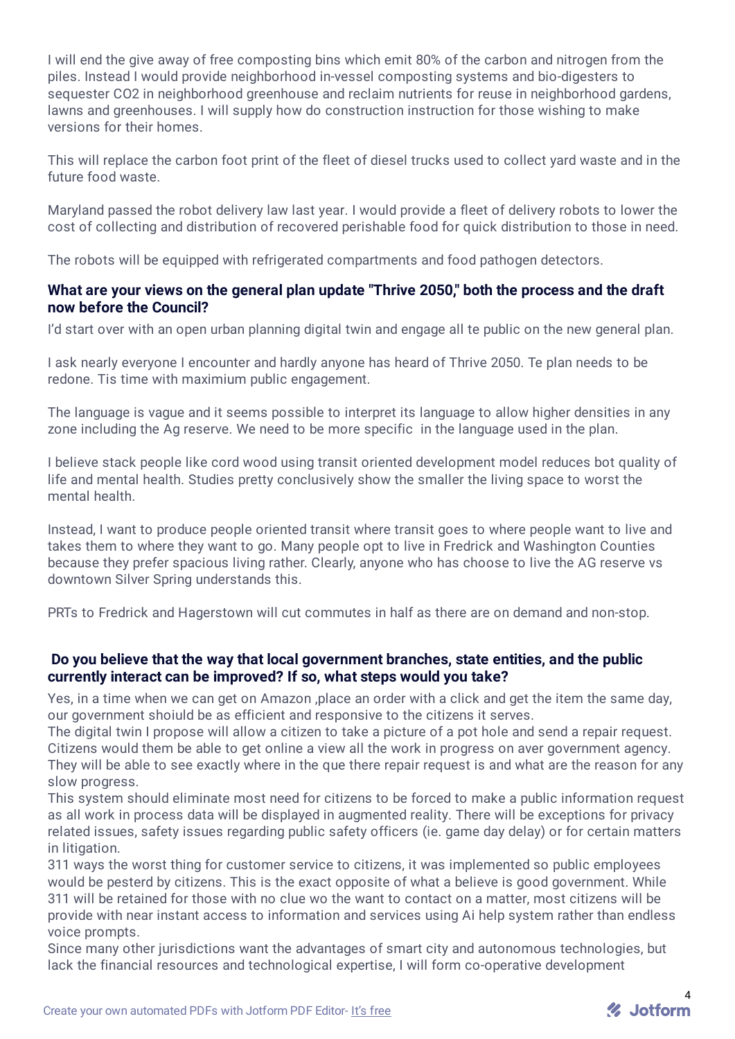I will end the give away of free composting bins which emit 80% of the carbon and nitrogen from the piles. Instead I would provide neighborhood in-vessel composting systems and bio-digesters to sequester $CO_2$ in neighborhood greenhouse and reclaim nutrients for reuse in neighborhood gardens, lawns and greenhouses. I will supply how do construction instruction for those wishing to make versions for their homes.

This will replace the carbon foot print of the fleet of diesel trucks used to collect yard waste and in the future food waste.

Maryland passed the robot delivery law last year. I would provide a fleet of delivery robots to lower the cost of collecting and distribution of recovered perishable food for quick distribution to those in need.

The robots will be equipped with refrigerated compartments and food pathogen detectors.

**What are your views on the general plan update "Thrive 2050," both the process and the draft now before the Council?**

I'd start over with an open urban planning digital twin and engage all te public on the new general plan.

I ask nearly everyone I encounter and hardly anyone has heard of Thrive 2050. Te plan needs to be redone. Tis time with maximium public engagement.

The language is vague and it seems possible to interpret its language to allow higher densities in any zone including the Ag reserve. We need to be more specific in the language used in the plan.

I believe stack people like cord wood using transit oriented development model reduces bot quality of life and mental health. Studies pretty conclusively show the smaller the living space to worst the mental health.

Instead, I want to produce people oriented transit where transit goes to where people want to live and takes them to where they want to go. Many people opt to live in Fredrick and Washington Counties because they prefer spacious living rather. Clearly, anyone who has choose to live the AG reserve vs downtown Silver Spring understands this.

PRTs to Fredrick and Hagerstown will cut commutes in half as there are on demand and non-stop.

**Do you believe that the way that local government branches, state entities, and the public currently interact can be improved? If so, what steps would you take?**

Yes, in a time when we can get on Amazon ,place an order with a click and get the item the same day, our government shoiuld be as efficient and responsive to the citizens it serves.
The digital twin I propose will allow a citizen to take a picture of a pot hole and send a repair request. Citizens would them be able to get online a view all the work in progress on aver government agency. They will be able to see exactly where in the que there repair request is and what are the reason for any slow progress.
This system should eliminate most need for citizens to be forced to make a public information request as all work in process data will be displayed in augmented reality. There will be exceptions for privacy related issues, safety issues regarding public safety officers (ie. game day delay) or for certain matters in litigation.
311 ways the worst thing for customer service to citizens, it was implemented so public employees would be pesterd by citizens. This is the exact opposite of what a believe is good government. While 311 will be retained for those with no clue wo the want to contact on a matter, most citizens will be provide with near instant access to information and services using Ai help system rather than endless voice prompts.
Since many other jurisdictions want the advantages of smart city and autonomous technologies, but lack the financial resources and technological expertise, I will form co-operative development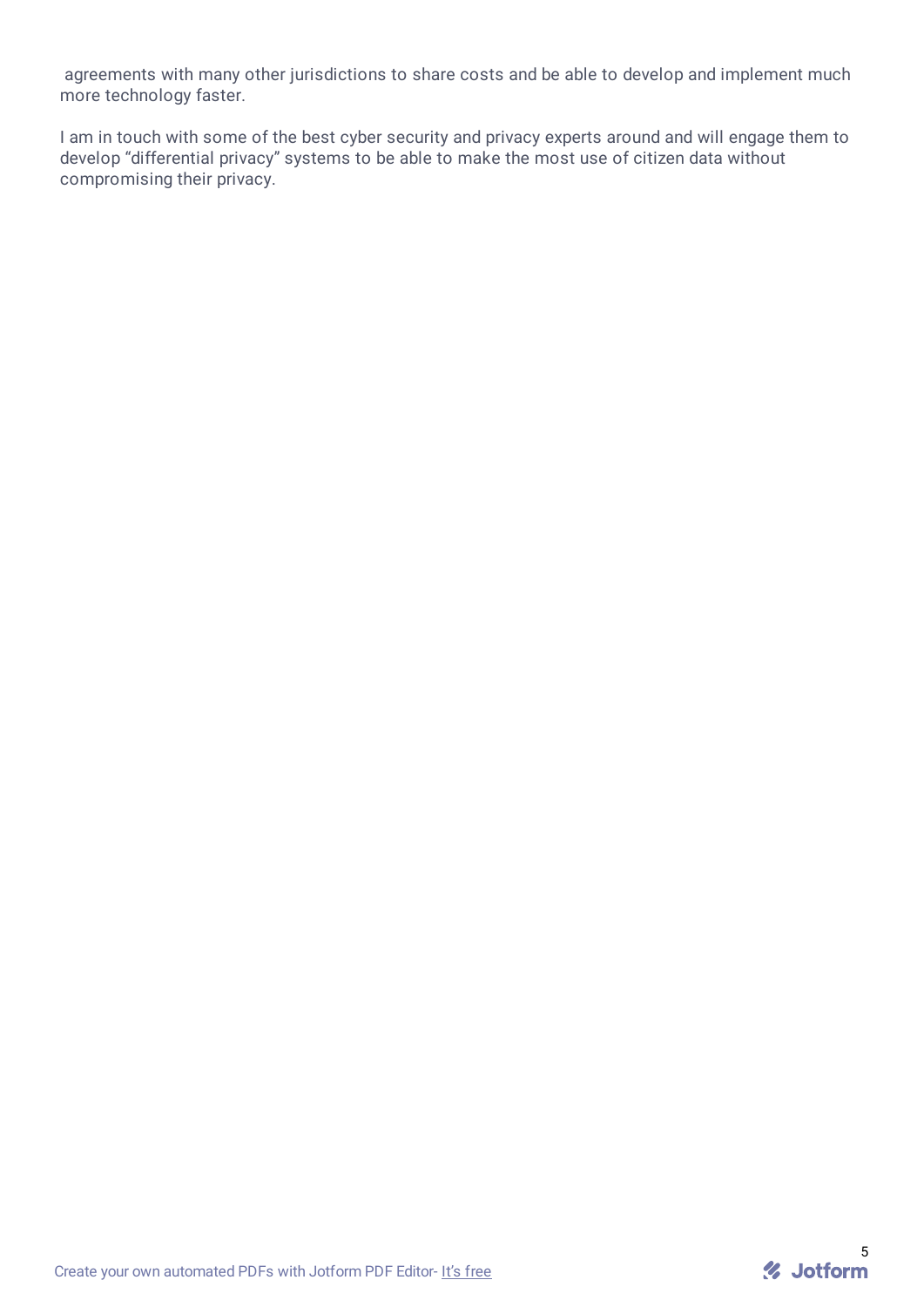agreements with many other jurisdictions to share costs and be able to develop and implement much more technology faster.

I am in touch with some of the best cyber security and privacy experts around and will engage them to develop “differential privacy” systems to be able to make the most use of citizen data without compromising their privacy.